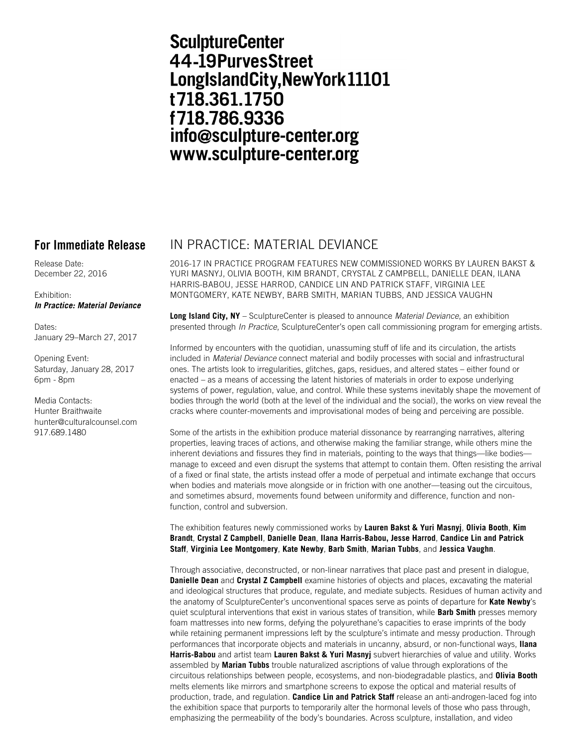**SculptureCenter**
**44-19PurvesStreet**
**LongIslandCity,NewYork11101**
**t718.361.1750**
**f718.786.9336**
**info@sculpture-center.org**
**www.sculpture-center.org**

**For Immediate Release**

Release Date:
December 22, 2016

Exhibition:
***In Practice: Material Deviance***

Dates:
January 29–March 27, 2017

Opening Event:
Saturday, January 28, 2017
6pm - 8pm

Media Contacts:
Hunter Braithwaite
hunter@culturalcounsel.com
917.689.1480

# IN PRACTICE: MATERIAL DEVIANCE

2016-17 IN PRACTICE PROGRAM FEATURES NEW COMMISSIONED WORKS BY LAUREN BAKST & YURI MASNYJ, OLIVIA BOOTH, KIM BRANDT, CRYSTAL Z CAMPBELL, DANIELLE DEAN, ILANA HARRIS-BABOU, JESSE HARROD, CANDICE LIN AND PATRICK STAFF, VIRGINIA LEE MONTGOMERY, KATE NEWBY, BARB SMITH, MARIAN TUBBS, AND JESSICA VAUGHN

**Long Island City, NY** – SculptureCenter is pleased to announce *Material Deviance*, an exhibition presented through *In Practice*, SculptureCenter's open call commissioning program for emerging artists.

Informed by encounters with the quotidian, unassuming stuff of life and its circulation, the artists included in *Material Deviance* connect material and bodily processes with social and infrastructural ones. The artists look to irregularities, glitches, gaps, residues, and altered states – either found or enacted – as a means of accessing the latent histories of materials in order to expose underlying systems of power, regulation, value, and control. While these systems inevitably shape the movement of bodies through the world (both at the level of the individual and the social), the works on view reveal the cracks where counter-movements and improvisational modes of being and perceiving are possible.

Some of the artists in the exhibition produce material dissonance by rearranging narratives, altering properties, leaving traces of actions, and otherwise making the familiar strange, while others mine the inherent deviations and fissures they find in materials, pointing to the ways that things—like bodies—manage to exceed and even disrupt the systems that attempt to contain them. Often resisting the arrival of a fixed or final state, the artists instead offer a mode of perpetual and intimate exchange that occurs when bodies and materials move alongside or in friction with one another—teasing out the circuitous, and sometimes absurd, movements found between uniformity and difference, function and non-function, control and subversion.

The exhibition features newly commissioned works by **Lauren Bakst & Yuri Masnyj**, **Olivia Booth**, **Kim Brandt**, **Crystal Z Campbell**, **Danielle Dean**, **Ilana Harris-Babou, Jesse Harrod**, **Candice Lin and Patrick Staff**, **Virginia Lee Montgomery**, **Kate Newby**, **Barb Smith**, **Marian Tubbs**, and **Jessica Vaughn**.

Through associative, deconstructed, or non-linear narratives that place past and present in dialogue, **Danielle Dean** and **Crystal Z Campbell** examine histories of objects and places, excavating the material and ideological structures that produce, regulate, and mediate subjects. Residues of human activity and the anatomy of SculptureCenter's unconventional spaces serve as points of departure for **Kate Newby**'s quiet sculptural interventions that exist in various states of transition, while **Barb Smith** presses memory foam mattresses into new forms, defying the polyurethane's capacities to erase imprints of the body while retaining permanent impressions left by the sculpture's intimate and messy production. Through performances that incorporate objects and materials in uncanny, absurd, or non-functional ways, **Ilana Harris-Babou** and artist team **Lauren Bakst & Yuri Masnyj** subvert hierarchies of value and utility. Works assembled by **Marian Tubbs** trouble naturalized ascriptions of value through explorations of the circuitous relationships between people, ecosystems, and non-biodegradable plastics, and **Olivia Booth** melts elements like mirrors and smartphone screens to expose the optical and material results of production, trade, and regulation. **Candice Lin and Patrick Staff** release an anti-androgen-laced fog into the exhibition space that purports to temporarily alter the hormonal levels of those who pass through, emphasizing the permeability of the body's boundaries. Across sculpture, installation, and video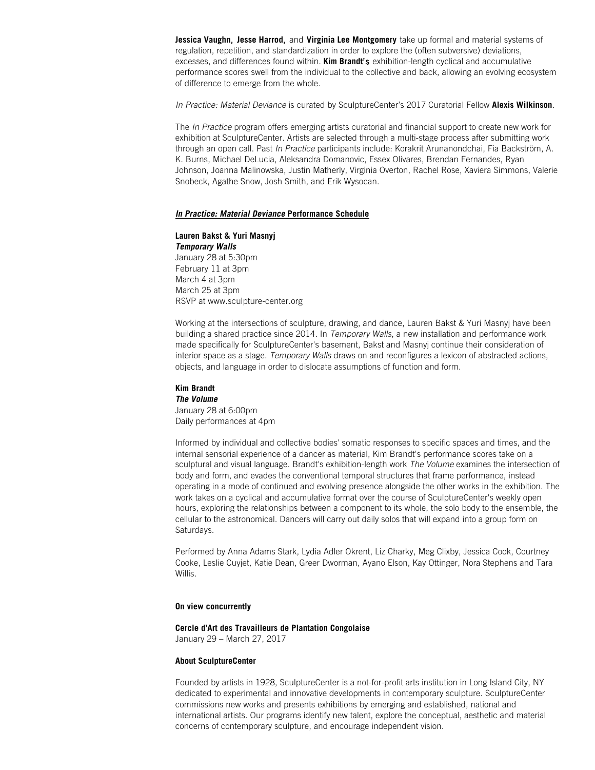**Jessica Vaughn, Jesse Harrod,** and **Virginia Lee Montgomery** take up formal and material systems of regulation, repetition, and standardization in order to explore the (often subversive) deviations, excesses, and differences found within. **Kim Brandt's** exhibition-length cyclical and accumulative performance scores swell from the individual to the collective and back, allowing an evolving ecosystem of difference to emerge from the whole.

*In Practice: Material Deviance* is curated by SculptureCenter's 2017 Curatorial Fellow **Alexis Wilkinson**.

The *In Practice* program offers emerging artists curatorial and financial support to create new work for exhibition at SculptureCenter. Artists are selected through a multi-stage process after submitting work through an open call. Past *In Practice* participants include: Korakrit Arunanondchai, Fia Backström, A. K. Burns, Michael DeLucia, Aleksandra Domanovic, Essex Olivares, Brendan Fernandes, Ryan Johnson, Joanna Malinowska, Justin Matherly, Virginia Overton, Rachel Rose, Xaviera Simmons, Valerie Snobeck, Agathe Snow, Josh Smith, and Erik Wysocan.

## ***In Practice: Material Deviance*** **Performance Schedule**

**Lauren Bakst & Yuri Masnyj**
***Temporary Walls***
January 28 at 5:30pm
February 11 at 3pm
March 4 at 3pm
March 25 at 3pm
RSVP at www.sculpture-center.org

Working at the intersections of sculpture, drawing, and dance, Lauren Bakst & Yuri Masnyj have been building a shared practice since 2014. In *Temporary Walls*, a new installation and performance work made specifically for SculptureCenter's basement, Bakst and Masnyj continue their consideration of interior space as a stage. *Temporary Walls* draws on and reconfigures a lexicon of abstracted actions, objects, and language in order to dislocate assumptions of function and form.

**Kim Brandt**
***The Volume***
January 28 at 6:00pm
Daily performances at 4pm

Informed by individual and collective bodies' somatic responses to specific spaces and times, and the internal sensorial experience of a dancer as material, Kim Brandt's performance scores take on a sculptural and visual language. Brandt's exhibition-length work *The Volume* examines the intersection of body and form, and evades the conventional temporal structures that frame performance, instead operating in a mode of continued and evolving presence alongside the other works in the exhibition. The work takes on a cyclical and accumulative format over the course of SculptureCenter's weekly open hours, exploring the relationships between a component to its whole, the solo body to the ensemble, the cellular to the astronomical. Dancers will carry out daily solos that will expand into a group form on Saturdays.

Performed by Anna Adams Stark, Lydia Adler Okrent, Liz Charky, Meg Clixby, Jessica Cook, Courtney Cooke, Leslie Cuyjet, Katie Dean, Greer Dworman, Ayano Elson, Kay Ottinger, Nora Stephens and Tara Willis.

### On view concurrently

**Cercle d'Art des Travailleurs de Plantation Congolaise**
January 29 – March 27, 2017

### About SculptureCenter

Founded by artists in 1928, SculptureCenter is a not-for-profit arts institution in Long Island City, NY dedicated to experimental and innovative developments in contemporary sculpture. SculptureCenter commissions new works and presents exhibitions by emerging and established, national and international artists. Our programs identify new talent, explore the conceptual, aesthetic and material concerns of contemporary sculpture, and encourage independent vision.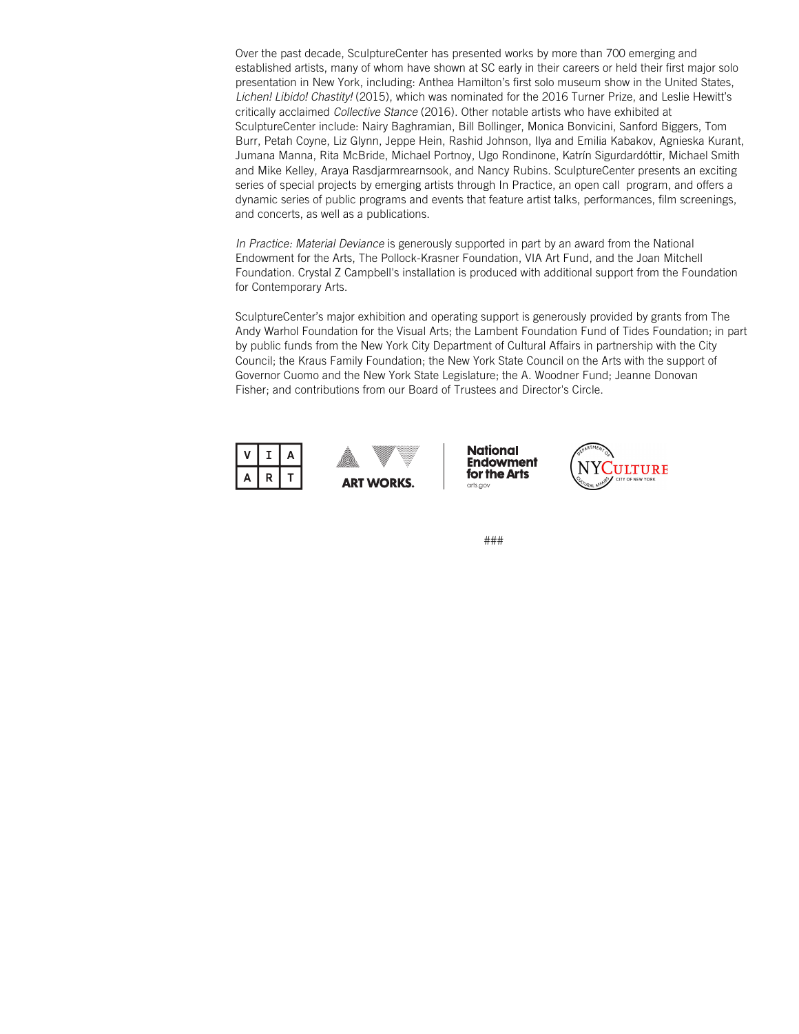Over the past decade, SculptureCenter has presented works by more than 700 emerging and established artists, many of whom have shown at SC early in their careers or held their first major solo presentation in New York, including: Anthea Hamilton's first solo museum show in the United States, *Lichen! Libido! Chastity!* (2015), which was nominated for the 2016 Turner Prize, and Leslie Hewitt's critically acclaimed *Collective Stance* (2016). Other notable artists who have exhibited at SculptureCenter include: Nairy Baghramian, Bill Bollinger, Monica Bonvicini, Sanford Biggers, Tom Burr, Petah Coyne, Liz Glynn, Jeppe Hein, Rashid Johnson, Ilya and Emilia Kabakov, Agnieska Kurant, Jumana Manna, Rita McBride, Michael Portnoy, Ugo Rondinone, Katrín Sigurdardóttir, Michael Smith and Mike Kelley, Araya Rasdjarmrearnsook, and Nancy Rubins. SculptureCenter presents an exciting series of special projects by emerging artists through In Practice, an open call program, and offers a dynamic series of public programs and events that feature artist talks, performances, film screenings, and concerts, as well as a publications.

*In Practice: Material Deviance* is generously supported in part by an award from the National Endowment for the Arts, The Pollock-Krasner Foundation, VIA Art Fund, and the Joan Mitchell Foundation. Crystal Z Campbell's installation is produced with additional support from the Foundation for Contemporary Arts.

SculptureCenter's major exhibition and operating support is generously provided by grants from The Andy Warhol Foundation for the Visual Arts; the Lambent Foundation Fund of Tides Foundation; in part by public funds from the New York City Department of Cultural Affairs in partnership with the City Council; the Kraus Family Foundation; the New York State Council on the Arts with the support of Governor Cuomo and the New York State Legislature; the A. Woodner Fund; Jeanne Donovan Fisher; and contributions from our Board of Trustees and Director's Circle.

###